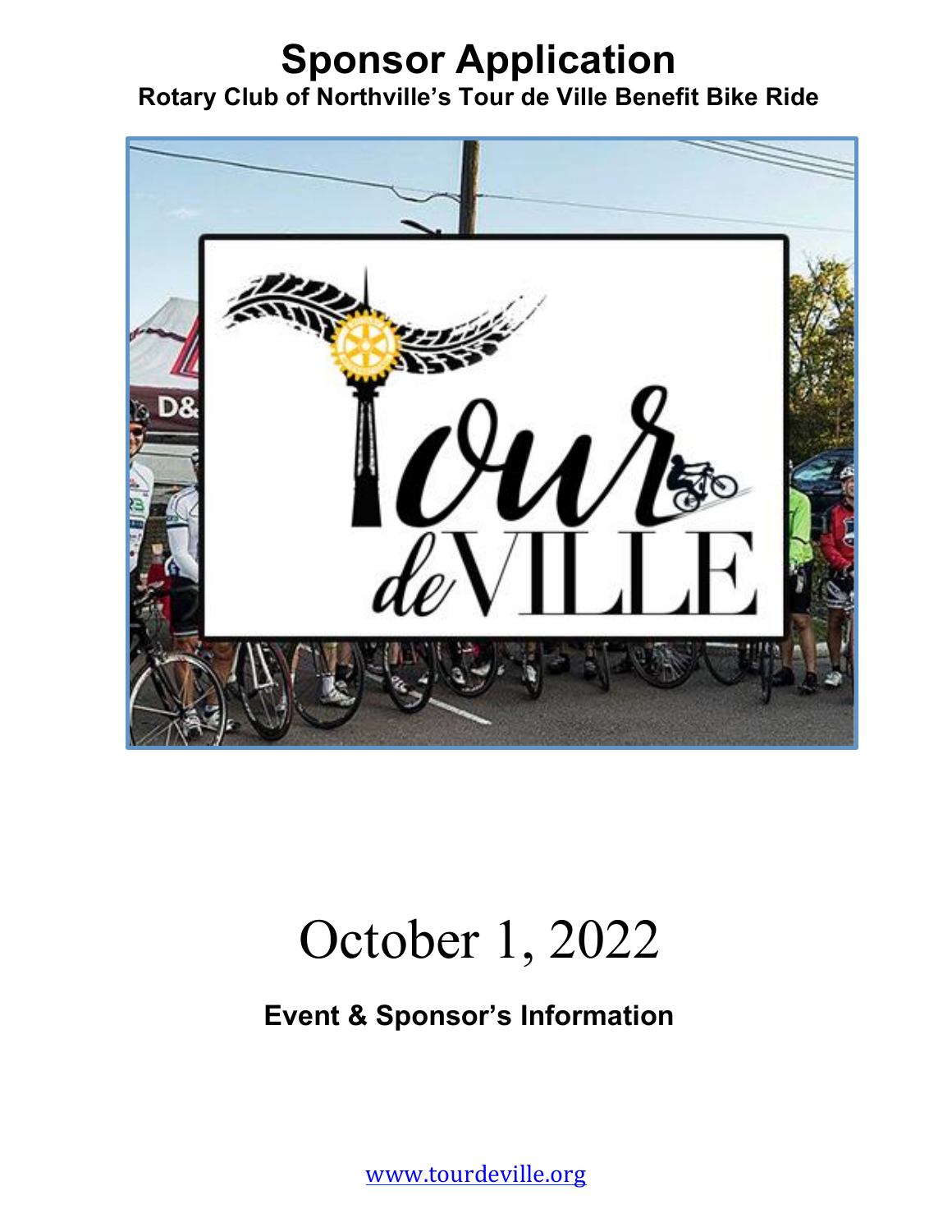# Sponsor Application

**Rotary Club of Northville's Tour de Ville Benefit Bike Ride**

October 1, 2022

**Event & Sponsor's Information**

[www.tourdeville.org](http://www.tourdeville.org)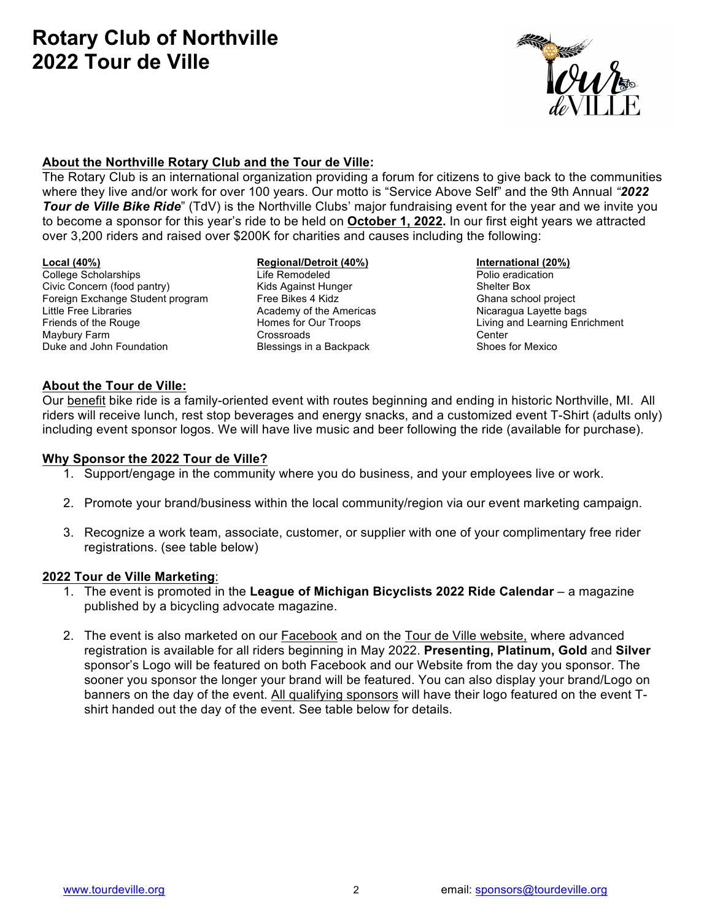# Rotary Club of Northville
# 2022 Tour de Ville

## About the Northville Rotary Club and the Tour de Ville:

The Rotary Club is an international organization providing a forum for citizens to give back to the communities where they live and/or work for over 100 years. Our motto is "Service Above Self" and the 9th Annual *"**2022 Tour de Ville Bike Ride**"* (TdV) is the Northville Clubs' major fundraising event for the year and we invite you to become a sponsor for this year's ride to be held on **October 1, 2022.** In our first eight years we attracted over 3,200 riders and raised over $200K for charities and causes including the following:

**Local (40%)**
- College Scholarships
- Civic Concern (food pantry)
- Foreign Exchange Student program
- Little Free Libraries
- Friends of the Rouge
- Maybury Farm
- Duke and John Foundation

**Regional/Detroit (40%)**
- Life Remodeled
- Kids Against Hunger
- Free Bikes 4 Kidz
- Academy of the Americas
- Homes for Our Troops
- Crossroads
- Blessings in a Backpack

**International (20%)**
- Polio eradication
- Shelter Box
- Ghana school project
- Nicaragua Layette bags
- Living and Learning Enrichment Center
- Shoes for Mexico

## About the Tour de Ville:

Our benefit bike ride is a family-oriented event with routes beginning and ending in historic Northville, MI. All riders will receive lunch, rest stop beverages and energy snacks, and a customized event T-Shirt (adults only) including event sponsor logos. We will have live music and beer following the ride (available for purchase).

## Why Sponsor the 2022 Tour de Ville?

1. Support/engage in the community where you do business, and your employees live or work.
2. Promote your brand/business within the local community/region via our event marketing campaign.
3. Recognize a work team, associate, customer, or supplier with one of your complimentary free rider registrations. (see table below)

## 2022 Tour de Ville Marketing:

1. The event is promoted in the **League of Michigan Bicyclists 2022 Ride Calendar** – a magazine published by a bicycling advocate magazine.
2. The event is also marketed on our Facebook and on the Tour de Ville website, where advanced registration is available for all riders beginning in May 2022. **Presenting, Platinum, Gold** and **Silver** sponsor's Logo will be featured on both Facebook and our Website from the day you sponsor. The sooner you sponsor the longer your brand will be featured. You can also display your brand/Logo on banners on the day of the event. All qualifying sponsors will have their logo featured on the event T-shirt handed out the day of the event. See table below for details.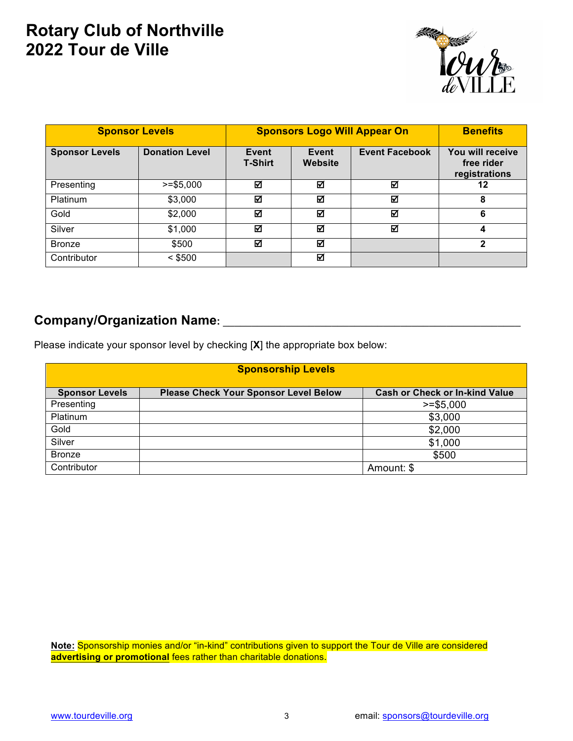# Rotary Club of Northville
# 2022 Tour de Ville

| Sponsor Levels | | Sponsors Logo Will Appear On | | | Benefits |
|---|---|---|---|---|---|
| **Sponsor Levels** | **Donation Level** | **Event T-Shirt** | **Event Website** | **Event Facebook** | **You will receive free rider registrations** |
| Presenting | >=$5,000 | ☑ | ☑ | ☑ | **12** |
| Platinum | $3,000 | ☑ | ☑ | ☑ | **8** |
| Gold | $2,000 | ☑ | ☑ | ☑ | **6** |
| Silver | $1,000 | ☑ | ☑ | ☑ | **4** |
| Bronze | $500 | ☑ | ☑ | | **2** |
| Contributor | < $500 | | ☑ | | |

## Company/Organization Name: ____________________________________________

Please indicate your sponsor level by checking [**X**] the appropriate box below:

| Sponsorship Levels | | |
|---|---|---|
| **Sponsor Levels** | **Please Check Your Sponsor Level Below** | **Cash or Check or In-kind Value** |
| Presenting | | >=$5,000 |
| Platinum | | $3,000 |
| Gold | | $2,000 |
| Silver | | $1,000 |
| Bronze | | $500 |
| Contributor | | Amount: $ |

**Note:** Sponsorship monies and/or "in-kind" contributions given to support the Tour de Ville are considered **advertising or promotional** fees rather than charitable donations.

www.tourdeville.org email: sponsors@tourdeville.org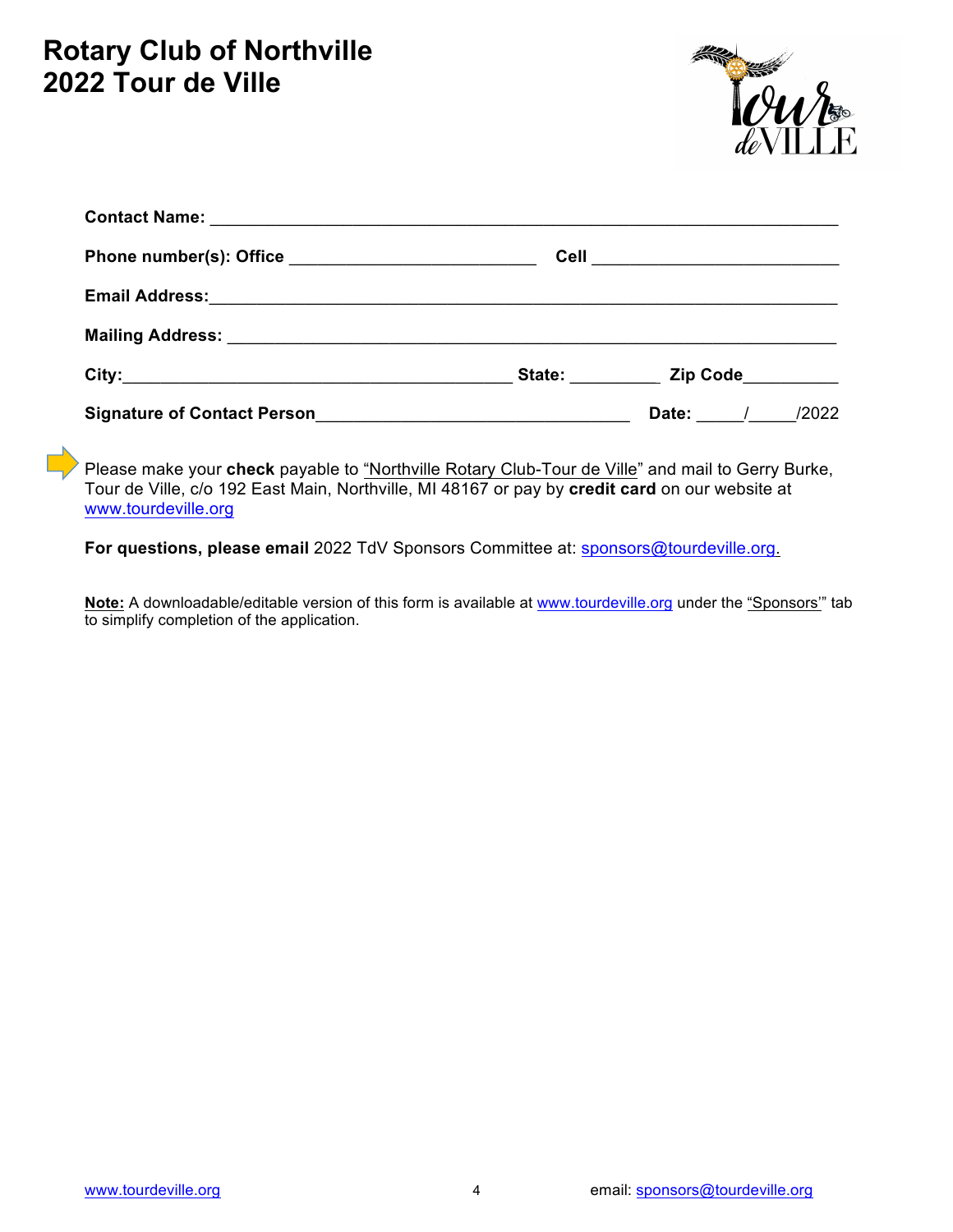# Rotary Club of Northville
# 2022 Tour de Ville

**Contact Name:** ____________________________________________________________

**Phone number(s): Office** __________________________ **Cell** __________________________

**Email Address:**____________________________________________________________

**Mailing Address:** __________________________________________________________

**City:**__________________________________________ **State:** _________ **Zip Code**__________

**Signature of Contact Person**__________________________________ **Date:** _____/_____/2022

Please make your **check** payable to "Northville Rotary Club-Tour de Ville" and mail to Gerry Burke, Tour de Ville, c/o 192 East Main, Northville, MI 48167 or pay by **credit card** on our website at www.tourdeville.org

**For questions, please email** 2022 TdV Sponsors Committee at: sponsors@tourdeville.org.

**Note:** A downloadable/editable version of this form is available at www.tourdeville.org under the "Sponsors'" tab to simplify completion of the application.